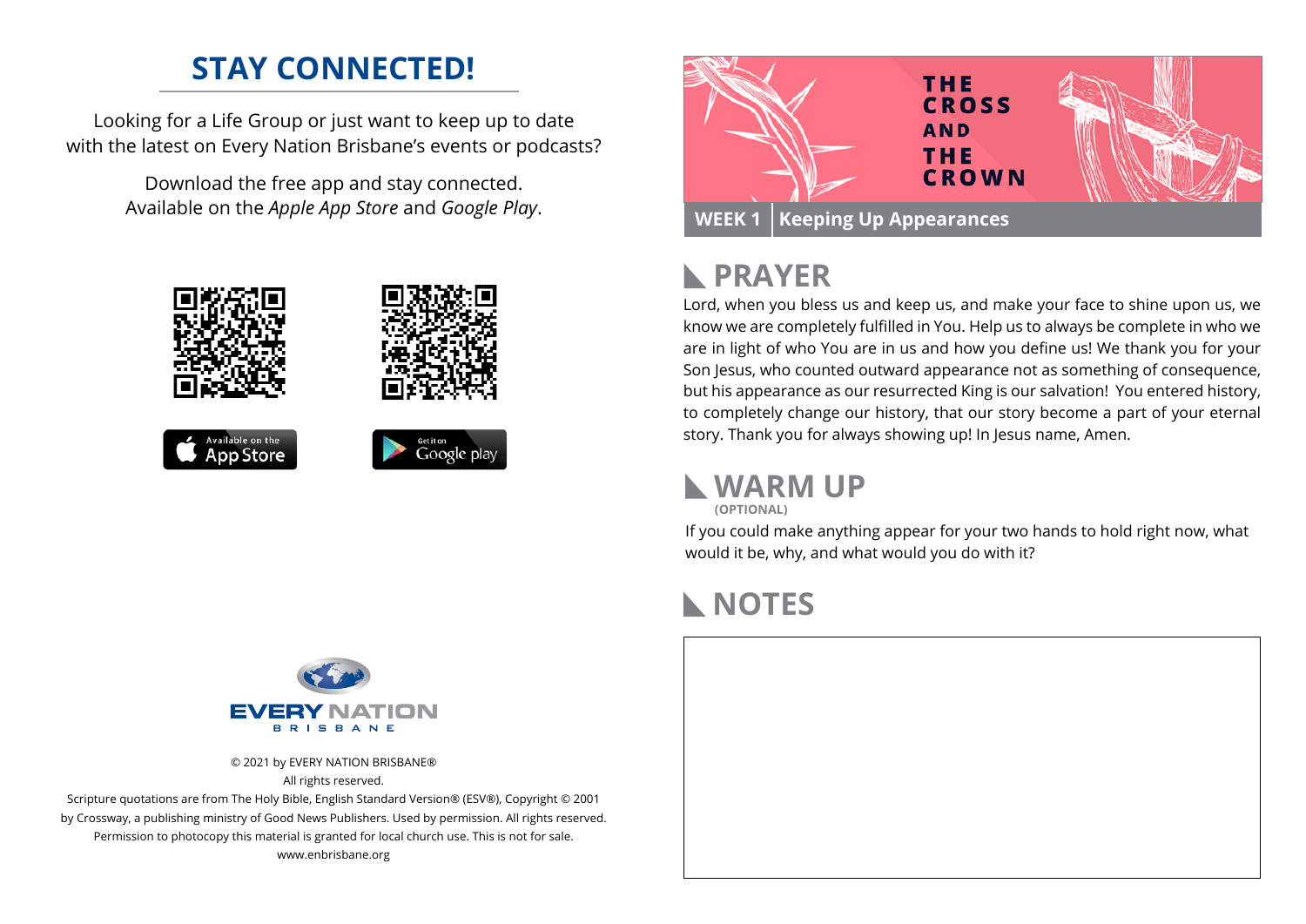## STAY CONNECTED!

Looking for a Life Group or just want to keep up to date with the latest on Every Nation Brisbane's events or podcasts?

Download the free app and stay connected.
Available on the *Apple App Store* and *Google Play*.

Available on the App Store

Get it on Google play

EVERY NATION
BRISBANE

© 2021 by EVERY NATION BRISBANE®
All rights reserved.
Scripture quotations are from The Holy Bible, English Standard Version® (ESV®), Copyright © 2001 by Crossway, a publishing ministry of Good News Publishers. Used by permission. All rights reserved.
Permission to photocopy this material is granted for local church use. This is not for sale.
www.enbrisbane.org

# THE CROSS AND THE CROWN

**WEEK 1 | Keeping Up Appearances**

## PRAYER

Lord, when you bless us and keep us, and make your face to shine upon us, we know we are completely fulfilled in You. Help us to always be complete in who we are in light of who You are in us and how you define us! We thank you for your Son Jesus, who counted outward appearance not as something of consequence, but his appearance as our resurrected King is our salvation! You entered history, to completely change our history, that our story become a part of your eternal story. Thank you for always showing up! In Jesus name, Amen.

## WARM UP

**(OPTIONAL)**

If you could make anything appear for your two hands to hold right now, what would it be, why, and what would you do with it?

## NOTES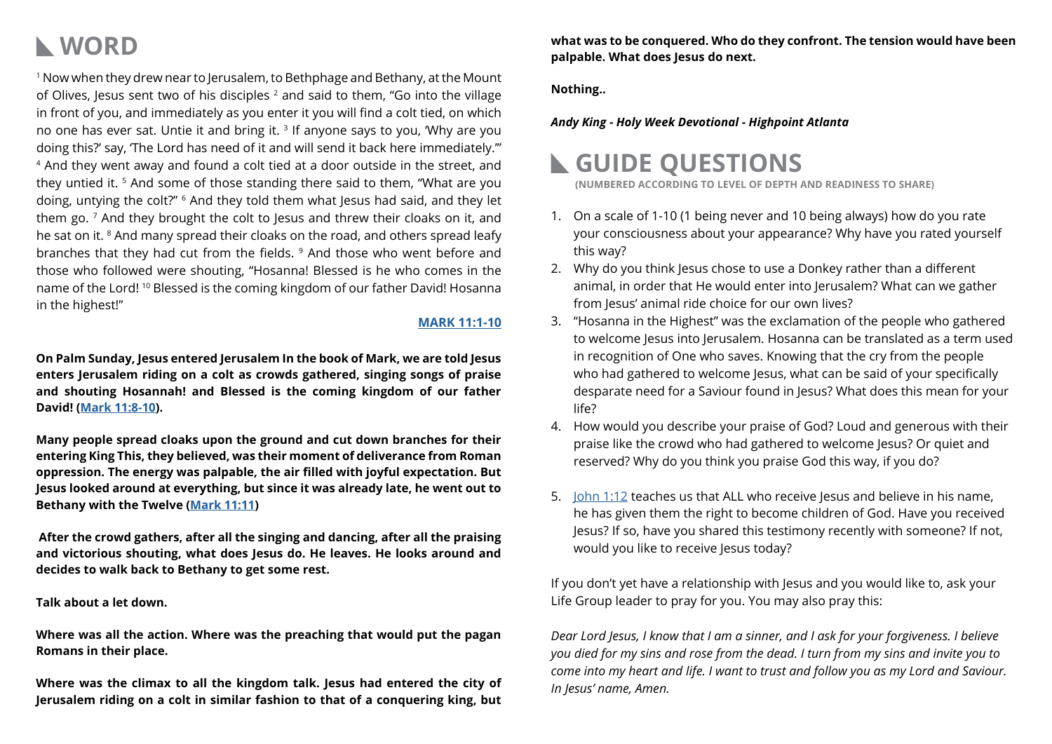## WORD

[1] Now when they drew near to Jerusalem, to Bethphage and Bethany, at the Mount of Olives, Jesus sent two of his disciples [2] and said to them, "Go into the village in front of you, and immediately as you enter it you will find a colt tied, on which no one has ever sat. Untie it and bring it. [3] If anyone says to you, 'Why are you doing this?' say, 'The Lord has need of it and will send it back here immediately.'" [4] And they went away and found a colt tied at a door outside in the street, and they untied it. [5] And some of those standing there said to them, "What are you doing, untying the colt?" [6] And they told them what Jesus had said, and they let them go. [7] And they brought the colt to Jesus and threw their cloaks on it, and he sat on it. [8] And many spread their cloaks on the road, and others spread leafy branches that they had cut from the fields. [9] And those who went before and those who followed were shouting, "Hosanna! Blessed is he who comes in the name of the Lord! [10] Blessed is the coming kingdom of our father David! Hosanna in the highest!"

**MARK 11:1-10**

**On Palm Sunday, Jesus entered Jerusalem In the book of Mark, we are told Jesus enters Jerusalem riding on a colt as crowds gathered, singing songs of praise and shouting Hosannah! and Blessed is the coming kingdom of our father David! (Mark 11:8-10).**

**Many people spread cloaks upon the ground and cut down branches for their entering King This, they believed, was their moment of deliverance from Roman oppression. The energy was palpable, the air filled with joyful expectation. But Jesus looked around at everything, but since it was already late, he went out to Bethany with the Twelve (Mark 11:11)**

**After the crowd gathers, after all the singing and dancing, after all the praising and victorious shouting, what does Jesus do. He leaves. He looks around and decides to walk back to Bethany to get some rest.**

**Talk about a let down.**

**Where was all the action. Where was the preaching that would put the pagan Romans in their place.**

**Where was the climax to all the kingdom talk. Jesus had entered the city of Jerusalem riding on a colt in similar fashion to that of a conquering king, but what was to be conquered. Who do they confront. The tension would have been palpable. What does Jesus do next.**

**Nothing..**

***Andy King - Holy Week Devotional - Highpoint Atlanta***

## GUIDE QUESTIONS

**(NUMBERED ACCORDING TO LEVEL OF DEPTH AND READINESS TO SHARE)**

1. On a scale of 1-10 (1 being never and 10 being always) how do you rate your consciousness about your appearance? Why have you rated yourself this way?
2. Why do you think Jesus chose to use a Donkey rather than a different animal, in order that He would enter into Jerusalem? What can we gather from Jesus' animal ride choice for our own lives?
3. "Hosanna in the Highest" was the exclamation of the people who gathered to welcome Jesus into Jerusalem. Hosanna can be translated as a term used in recognition of One who saves. Knowing that the cry from the people who had gathered to welcome Jesus, what can be said of your specifically desparate need for a Saviour found in Jesus? What does this mean for your life?
4. How would you describe your praise of God? Loud and generous with their praise like the crowd who had gathered to welcome Jesus? Or quiet and reserved? Why do you think you praise God this way, if you do?
5. John 1:12 teaches us that ALL who receive Jesus and believe in his name, he has given them the right to become children of God. Have you received Jesus? If so, have you shared this testimony recently with someone? If not, would you like to receive Jesus today?

If you don't yet have a relationship with Jesus and you would like to, ask your Life Group leader to pray for you. You may also pray this:

*Dear Lord Jesus, I know that I am a sinner, and I ask for your forgiveness. I believe you died for my sins and rose from the dead. I turn from my sins and invite you to come into my heart and life. I want to trust and follow you as my Lord and Saviour. In Jesus' name, Amen.*